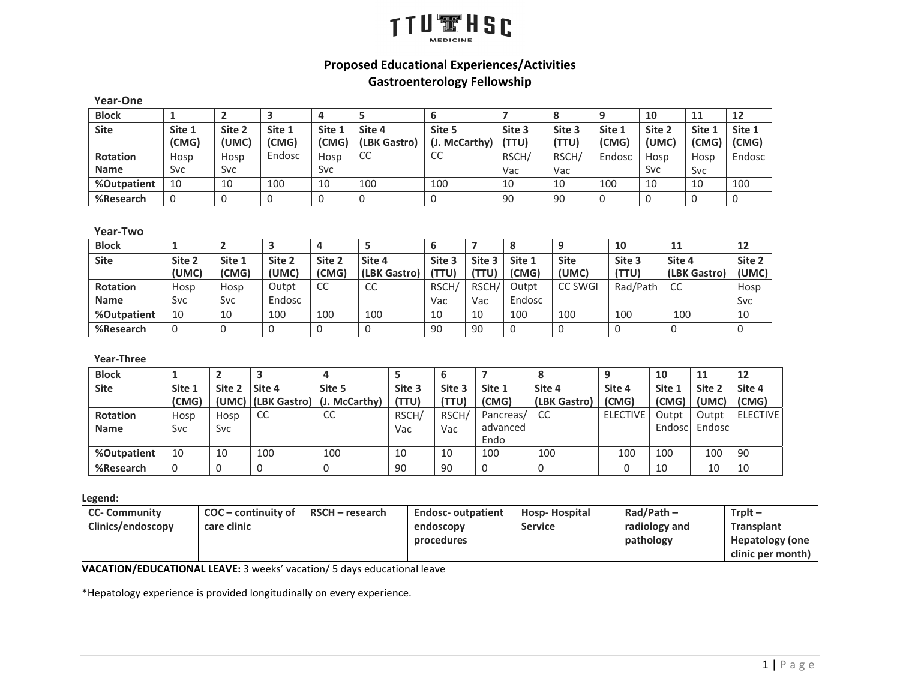TTU HSC MEDICINE

## Proposed Educational Experiences/Activities
## Gastroenterology Fellowship

### Year-One

| Block | 1 | 2 | 3 | 4 | 5 | 6 | 7 | 8 | 9 | 10 | 11 | 12 |
|---|---|---|---|---|---|---|---|---|---|---|---|---|
| **Site** | **Site 1 (CMG)** | **Site 2 (UMC)** | **Site 1 (CMG)** | **Site 1 (CMG)** | **Site 4 (LBK Gastro)** | **Site 5 (J. McCarthy)** | **Site 3 (TTU)** | **Site 3 (TTU)** | **Site 1 (CMG)** | **Site 2 (UMC)** | **Site 1 (CMG)** | **Site 1 (CMG)** |
| **Rotation Name** | Hosp Svc | Hosp Svc | Endosc | Hosp Svc | CC | CC | RSCH/ Vac | RSCH/ Vac | Endosc | Hosp Svc | Hosp Svc | Endosc |
| **%Outpatient** | 10 | 10 | 100 | 10 | 100 | 100 | 10 | 10 | 100 | 10 | 10 | 100 |
| **%Research** | 0 | 0 | 0 | 0 | 0 | 0 | 90 | 90 | 0 | 0 | 0 | 0 |

### Year-Two

| Block | 1 | 2 | 3 | 4 | 5 | 6 | 7 | 8 | 9 | 10 | 11 | 12 |
|---|---|---|---|---|---|---|---|---|---|---|---|---|
| **Site** | **Site 2 (UMC)** | **Site 1 (CMG)** | **Site 2 (UMC)** | **Site 2 (CMG)** | **Site 4 (LBK Gastro)** | **Site 3 (TTU)** | **Site 3 (TTU)** | **Site 1 (CMG)** | **Site (UMC)** | **Site 3 (TTU)** | **Site 4 (LBK Gastro)** | **Site 2 (UMC)** |
| **Rotation Name** | Hosp Svc | Hosp Svc | Outpt Endosc | CC | CC | RSCH/ Vac | RSCH/ Vac | Outpt Endosc | CC SWGI | Rad/Path | CC | Hosp Svc |
| **%Outpatient** | 10 | 10 | 100 | 100 | 100 | 10 | 10 | 100 | 100 | 100 | 100 | 10 |
| **%Research** | 0 | 0 | 0 | 0 | 0 | 90 | 90 | 0 | 0 | 0 | 0 | 0 |

### Year-Three

| Block | 1 | 2 | 3 | 4 | 5 | 6 | 7 | 8 | 9 | 10 | 11 | 12 |
|---|---|---|---|---|---|---|---|---|---|---|---|---|
| **Site** | **Site 1 (CMG)** | **Site 2 (UMC)** | **Site 4 (LBK Gastro)** | **Site 5 (J. McCarthy)** | **Site 3 (TTU)** | **Site 3 (TTU)** | **Site 1 (CMG)** | **Site 4 (LBK Gastro)** | **Site 4 (CMG)** | **Site 1 (CMG)** | **Site 2 (UMC)** | **Site 4 (CMG)** |
| **Rotation Name** | Hosp Svc | Hosp Svc | CC | CC | RSCH/ Vac | RSCH/ Vac | Pancreas/ advanced Endo | CC | ELECTIVE | Outpt Endosc | Outpt Endosc | ELECTIVE |
| **%Outpatient** | 10 | 10 | 100 | 100 | 10 | 10 | 100 | 100 | 100 | 100 | 100 | 90 |
| **%Research** | 0 | 0 | 0 | 0 | 90 | 90 | 0 | 0 | 0 | 10 | 10 | 10 |

**Legend:**

| | | | | | | |
|---|---|---|---|---|---|---|
| **CC- Community Clinics/endoscopy** | **COC – continuity of care clinic** | **RSCH – research** | **Endosc- outpatient endoscopy procedures** | **Hosp- Hospital Service** | **Rad/Path – radiology and pathology** | **Trplt – Transplant Hepatology (one clinic per month)** |

**VACATION/EDUCATIONAL LEAVE:** 3 weeks' vacation/ 5 days educational leave

*Hepatology experience is provided longitudinally on every experience.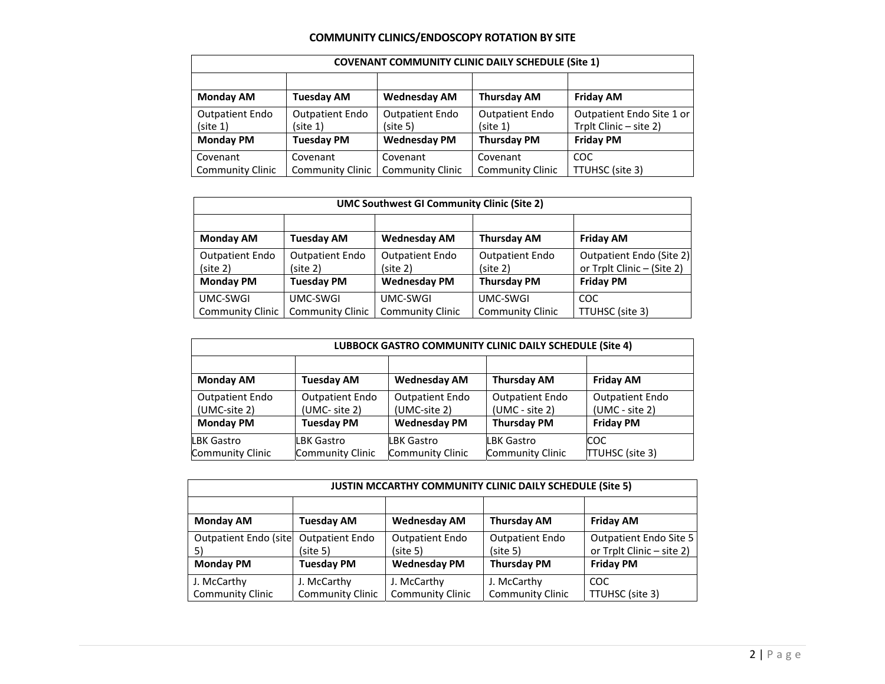# COMMUNITY CLINICS/ENDOSCOPY ROTATION BY SITE

| COVENANT COMMUNITY CLINIC DAILY SCHEDULE (Site 1) | | | | |
|---|---|---|---|---|
| | | | | |
| **Monday AM** | **Tuesday AM** | **Wednesday AM** | **Thursday AM** | **Friday AM** |
| Outpatient Endo (site 1) | Outpatient Endo (site 1) | Outpatient Endo (site 5) | Outpatient Endo (site 1) | Outpatient Endo Site 1 or Trplt Clinic – site 2) |
| **Monday PM** | **Tuesday PM** | **Wednesday PM** | **Thursday PM** | **Friday PM** |
| Covenant Community Clinic | Covenant Community Clinic | Covenant Community Clinic | Covenant Community Clinic | COC TTUHSC (site 3) |

| UMC Southwest GI Community Clinic (Site 2) | | | | |
|---|---|---|---|---|
| | | | | |
| **Monday AM** | **Tuesday AM** | **Wednesday AM** | **Thursday AM** | **Friday AM** |
| Outpatient Endo (site 2) | Outpatient Endo (site 2) | Outpatient Endo (site 2) | Outpatient Endo (site 2) | Outpatient Endo (Site 2) or Trplt Clinic – (Site 2) |
| **Monday PM** | **Tuesday PM** | **Wednesday PM** | **Thursday PM** | **Friday PM** |
| UMC-SWGI Community Clinic | UMC-SWGI Community Clinic | UMC-SWGI Community Clinic | UMC-SWGI Community Clinic | COC TTUHSC (site 3) |

| LUBBOCK GASTRO COMMUNITY CLINIC DAILY SCHEDULE (Site 4) | | | | |
|---|---|---|---|---|
| | | | | |
| **Monday AM** | **Tuesday AM** | **Wednesday AM** | **Thursday AM** | **Friday AM** |
| Outpatient Endo (UMC-site 2) | Outpatient Endo (UMC- site 2) | Outpatient Endo (UMC-site 2) | Outpatient Endo (UMC - site 2) | Outpatient Endo (UMC - site 2) |
| **Monday PM** | **Tuesday PM** | **Wednesday PM** | **Thursday PM** | **Friday PM** |
| LBK Gastro Community Clinic | LBK Gastro Community Clinic | LBK Gastro Community Clinic | LBK Gastro Community Clinic | COC TTUHSC (site 3) |

| JUSTIN MCCARTHY COMMUNITY CLINIC DAILY SCHEDULE (Site 5) | | | | |
|---|---|---|---|---|
| | | | | |
| **Monday AM** | **Tuesday AM** | **Wednesday AM** | **Thursday AM** | **Friday AM** |
| Outpatient Endo (site 5) | Outpatient Endo (site 5) | Outpatient Endo (site 5) | Outpatient Endo (site 5) | Outpatient Endo Site 5 or Trplt Clinic – site 2) |
| **Monday PM** | **Tuesday PM** | **Wednesday PM** | **Thursday PM** | **Friday PM** |
| J. McCarthy Community Clinic | J. McCarthy Community Clinic | J. McCarthy Community Clinic | J. McCarthy Community Clinic | COC TTUHSC (site 3) |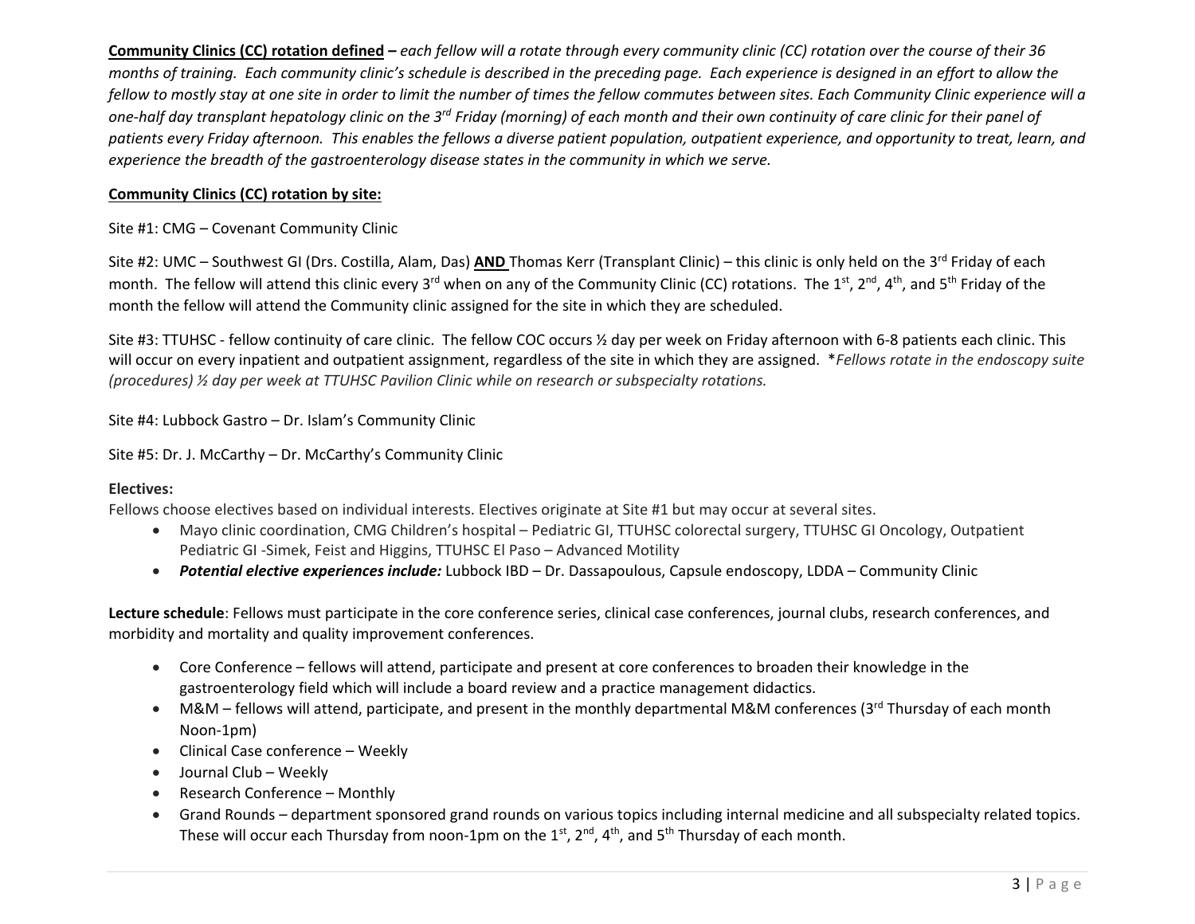**<u>Community Clinics (CC) rotation defined</u> –** *each fellow will a rotate through every community clinic (CC) rotation over the course of their 36 months of training. Each community clinic's schedule is described in the preceding page. Each experience is designed in an effort to allow the fellow to mostly stay at one site in order to limit the number of times the fellow commutes between sites. Each Community Clinic experience will a one-half day transplant hepatology clinic on the 3rd Friday (morning) of each month and their own continuity of care clinic for their panel of patients every Friday afternoon. This enables the fellows a diverse patient population, outpatient experience, and opportunity to treat, learn, and experience the breadth of the gastroenterology disease states in the community in which we serve.*

**<u>Community Clinics (CC) rotation by site:</u>**

Site #1: CMG – Covenant Community Clinic

Site #2: UMC – Southwest GI (Drs. Costilla, Alam, Das) **<u>AND</u>** Thomas Kerr (Transplant Clinic) – this clinic is only held on the 3rd Friday of each month. The fellow will attend this clinic every 3rd when on any of the Community Clinic (CC) rotations. The 1st, 2nd, 4th, and 5th Friday of the month the fellow will attend the Community clinic assigned for the site in which they are scheduled.

Site #3: TTUHSC - fellow continuity of care clinic. The fellow COC occurs ½ day per week on Friday afternoon with 6-8 patients each clinic. This will occur on every inpatient and outpatient assignment, regardless of the site in which they are assigned. \**Fellows rotate in the endoscopy suite (procedures) ½ day per week at TTUHSC Pavilion Clinic while on research or subspecialty rotations.*

Site #4: Lubbock Gastro – Dr. Islam's Community Clinic

Site #5: Dr. J. McCarthy – Dr. McCarthy's Community Clinic

**Electives:**

Fellows choose electives based on individual interests. Electives originate at Site #1 but may occur at several sites.

- Mayo clinic coordination, CMG Children's hospital – Pediatric GI, TTUHSC colorectal surgery, TTUHSC GI Oncology, Outpatient Pediatric GI -Simek, Feist and Higgins, TTUHSC El Paso – Advanced Motility
- ***Potential elective experiences include:*** Lubbock IBD – Dr. Dassapoulous, Capsule endoscopy, LDDA – Community Clinic

**Lecture schedule**: Fellows must participate in the core conference series, clinical case conferences, journal clubs, research conferences, and morbidity and mortality and quality improvement conferences.

- Core Conference – fellows will attend, participate and present at core conferences to broaden their knowledge in the gastroenterology field which will include a board review and a practice management didactics.
- M&M – fellows will attend, participate, and present in the monthly departmental M&M conferences (3rd Thursday of each month Noon-1pm)
- Clinical Case conference – Weekly
- Journal Club – Weekly
- Research Conference – Monthly
- Grand Rounds – department sponsored grand rounds on various topics including internal medicine and all subspecialty related topics. These will occur each Thursday from noon-1pm on the 1st, 2nd, 4th, and 5th Thursday of each month.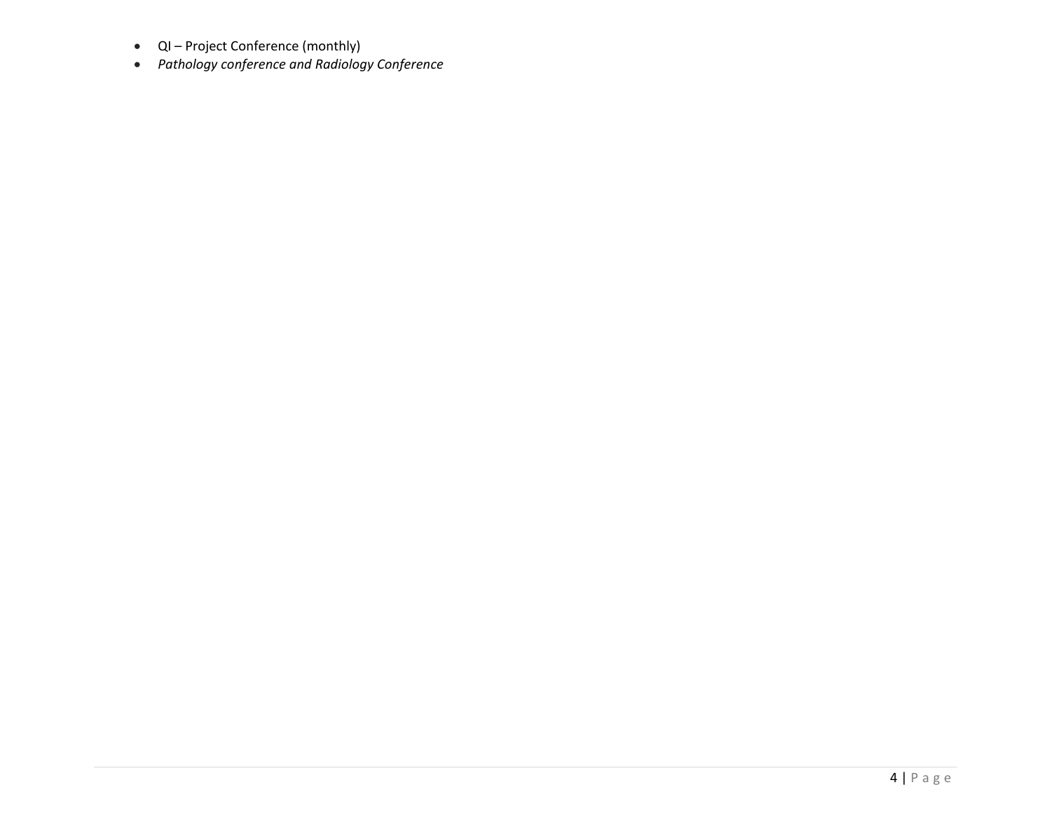- QI – Project Conference (monthly)
- *Pathology conference and Radiology Conference*